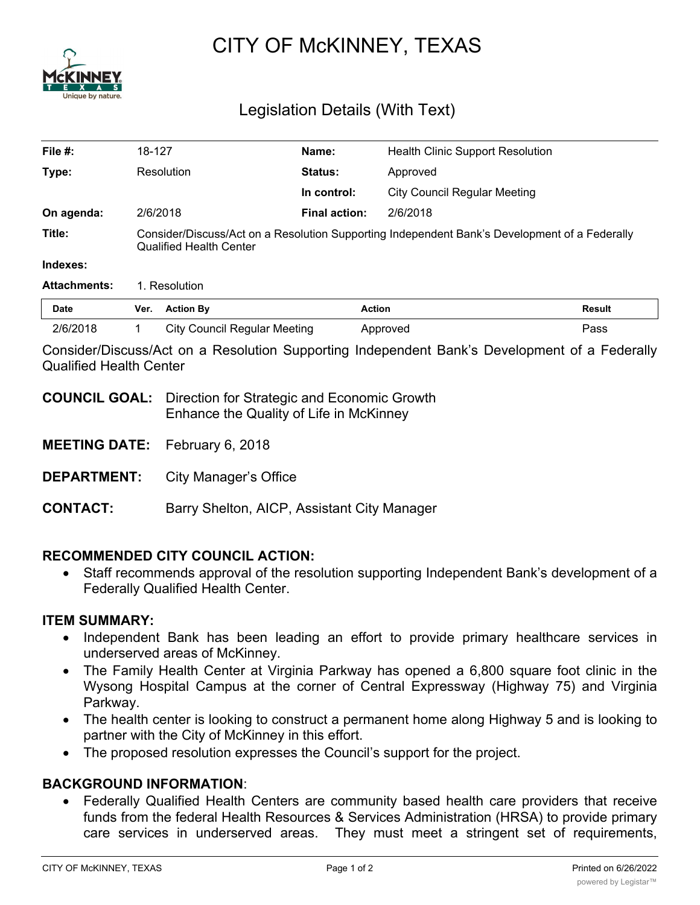# CITY OF McKINNEY, TEXAS

## Legislation Details (With Text)

| | | | |
|---|---|---|---|
| **File #:** | 18-127 | **Name:** | Health Clinic Support Resolution |
| **Type:** | Resolution | **Status:** | Approved |
| | | **In control:** | City Council Regular Meeting |
| **On agenda:** | 2/6/2018 | **Final action:** | 2/6/2018 |

**Title:** Consider/Discuss/Act on a Resolution Supporting Independent Bank's Development of a Federally Qualified Health Center

**Indexes:**

**Attachments:** 1. Resolution

| Date | Ver. | Action By | Action | Result |
|---|---|---|---|---|
| 2/6/2018 | 1 | City Council Regular Meeting | Approved | Pass |

Consider/Discuss/Act on a Resolution Supporting Independent Bank's Development of a Federally Qualified Health Center

**COUNCIL GOAL:** Direction for Strategic and Economic Growth
Enhance the Quality of Life in McKinney

**MEETING DATE:** February 6, 2018

**DEPARTMENT:** City Manager's Office

**CONTACT:** Barry Shelton, AICP, Assistant City Manager

**RECOMMENDED CITY COUNCIL ACTION:**

- Staff recommends approval of the resolution supporting Independent Bank's development of a Federally Qualified Health Center.

**ITEM SUMMARY:**

- Independent Bank has been leading an effort to provide primary healthcare services in underserved areas of McKinney.
- The Family Health Center at Virginia Parkway has opened a 6,800 square foot clinic in the Wysong Hospital Campus at the corner of Central Expressway (Highway 75) and Virginia Parkway.
- The health center is looking to construct a permanent home along Highway 5 and is looking to partner with the City of McKinney in this effort.
- The proposed resolution expresses the Council's support for the project.

**BACKGROUND INFORMATION**:

- Federally Qualified Health Centers are community based health care providers that receive funds from the federal Health Resources & Services Administration (HRSA) to provide primary care services in underserved areas. They must meet a stringent set of requirements,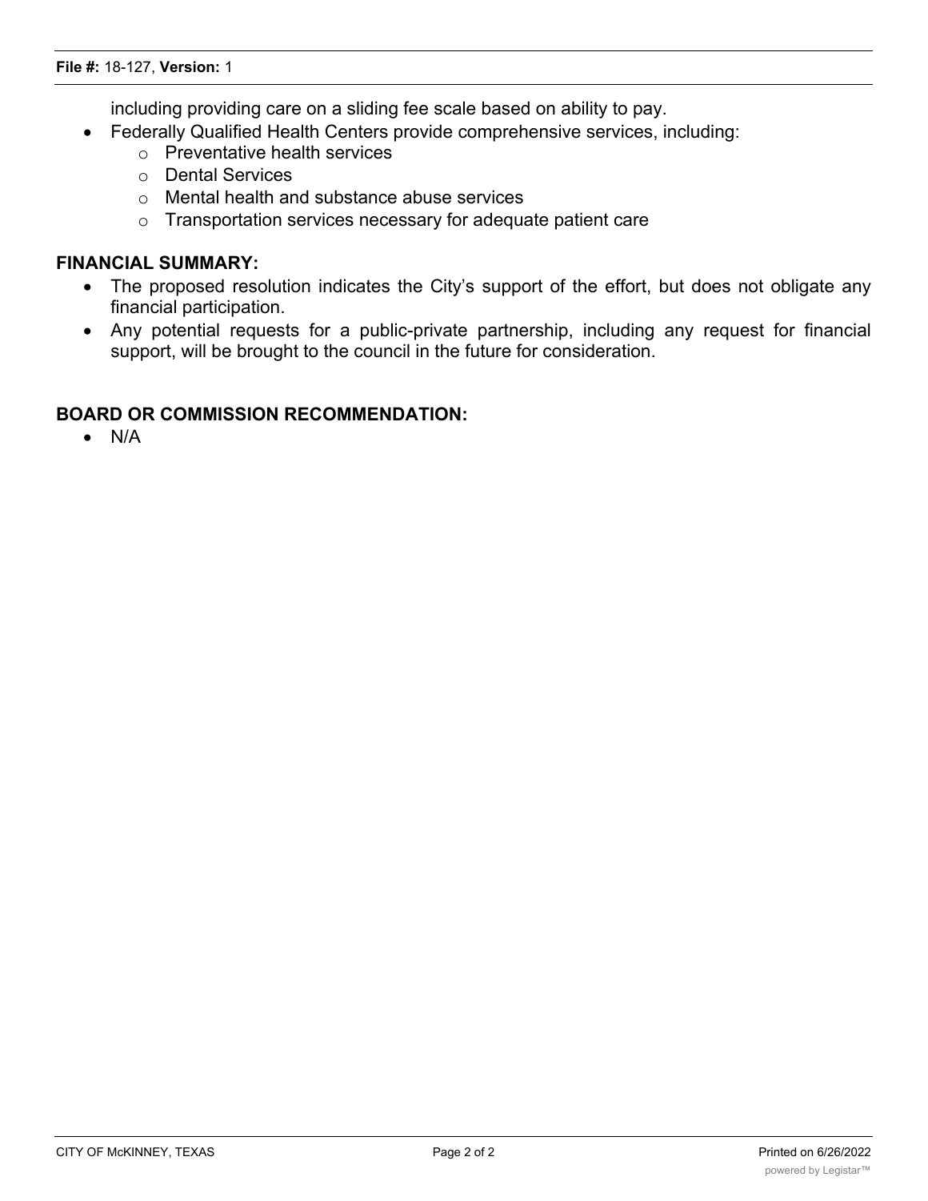including providing care on a sliding fee scale based on ability to pay.

- Federally Qualified Health Centers provide comprehensive services, including:
    - Preventative health services
    - Dental Services
    - Mental health and substance abuse services
    - Transportation services necessary for adequate patient care

**FINANCIAL SUMMARY:**

- The proposed resolution indicates the City's support of the effort, but does not obligate any financial participation.
- Any potential requests for a public-private partnership, including any request for financial support, will be brought to the council in the future for consideration.

**BOARD OR COMMISSION RECOMMENDATION:**

- N/A